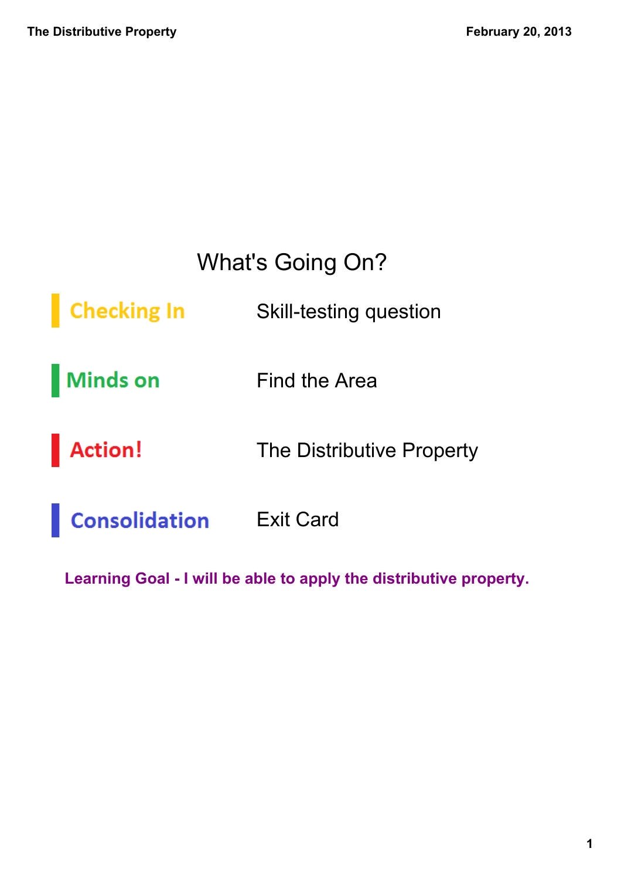# What's Going On?

| | |
|---|---|
| Checking In | Skill-testing question |
| Minds on | Find the Area |
| Action! | The Distributive Property |
| Consolidation | Exit Card |

**Learning Goal - I will be able to apply the distributive property.**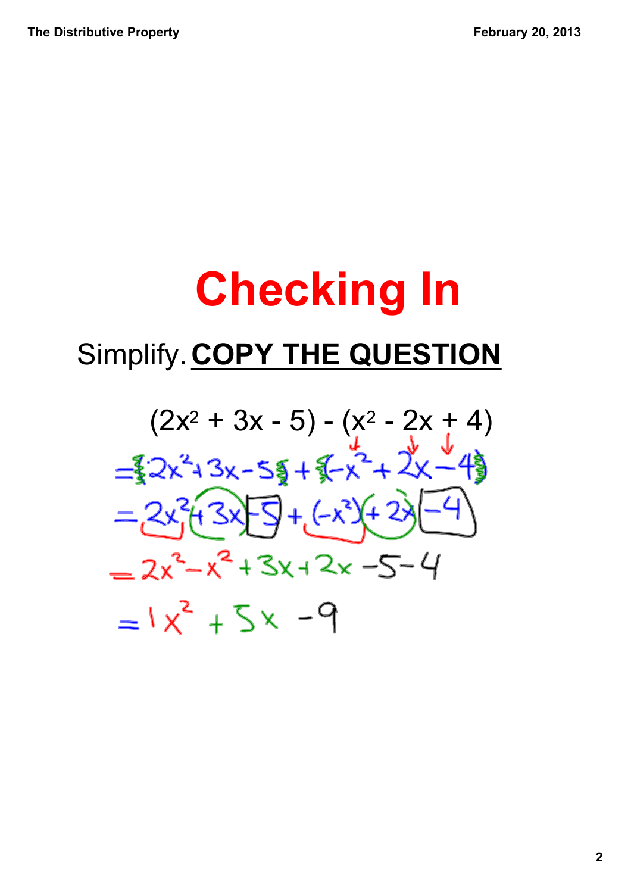# Checking In

Simplify. **COPY THE QUESTION**

$$(2x^2 + 3x - 5) - (x^2 - 2x + 4)$$

$$= (2x^2 + 3x - 5) + (-x^2 + 2x - 4)$$

$$= 2x^2 + 3x - 5 + (-x^2) + 2x - 4$$

$$= 2x^2 - x^2 + 3x + 2x - 5 - 4$$

$$= 1x^2 + 5x - 9$$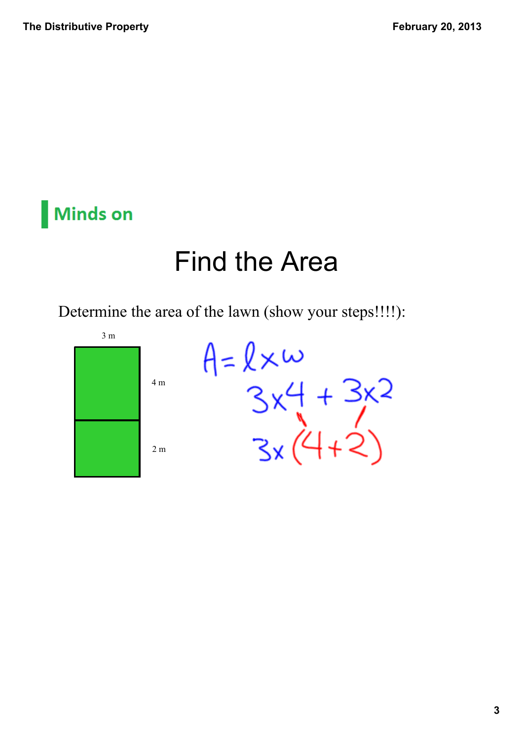## Minds on

# Find the Area

Determine the area of the lawn (show your steps!!!!):

3 m

4 m

2 m

$A = l \times w$

$3 \times 4 + 3 \times 2$

$3 \times (4 + 2)$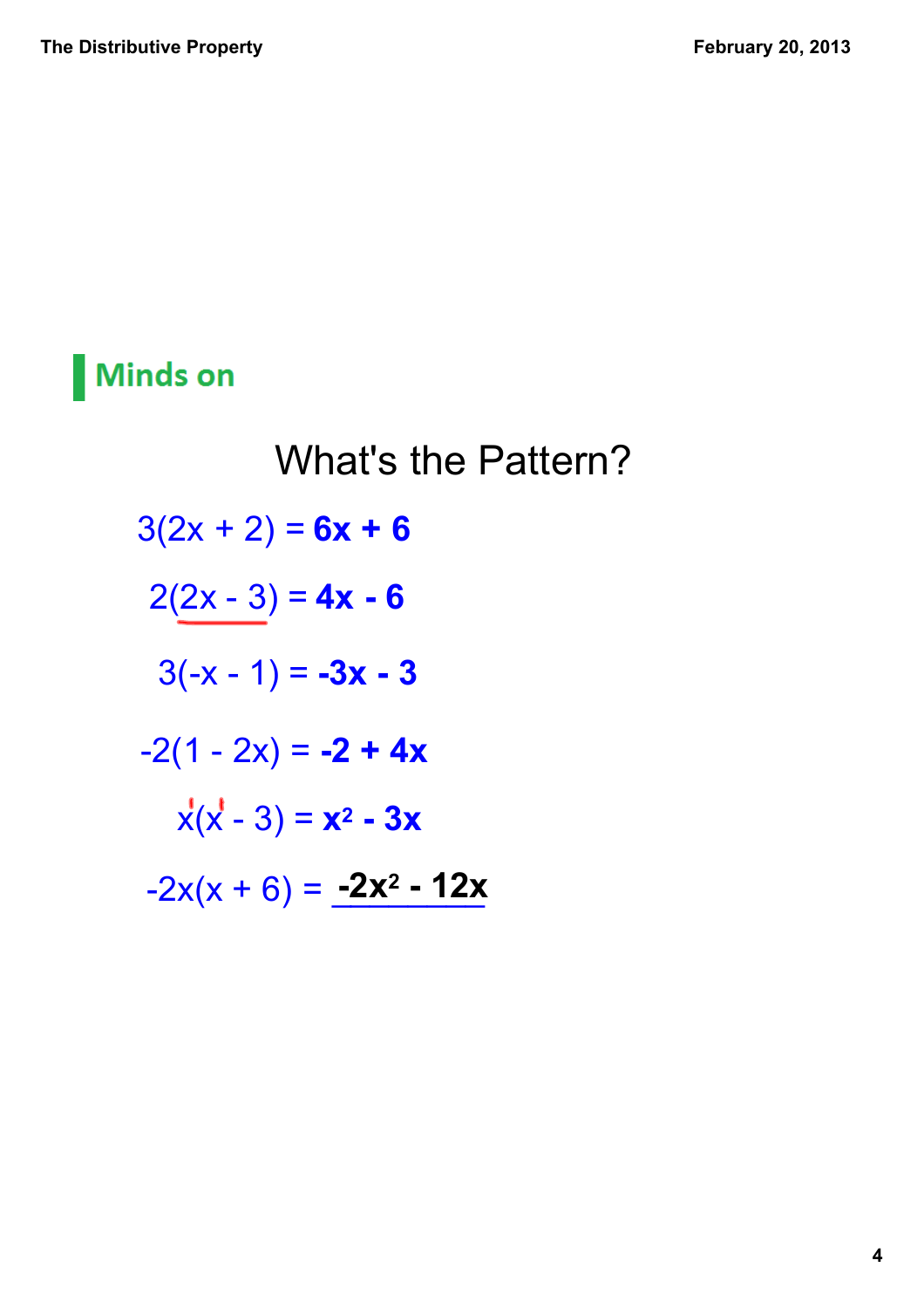## Minds on

# What's the Pattern?

$3(2x + 2) = \mathbf{6x + 6}$

$2(2x - 3) = \mathbf{4x - 6}$

$3(-x - 1) = \mathbf{-3x - 3}$

$-2(1 - 2x) = \mathbf{-2 + 4x}$

$x(x - 3) = \mathbf{x^2 - 3x}$

$-2x(x + 6) = \underline{\mathbf{-2x^2 - 12x}}$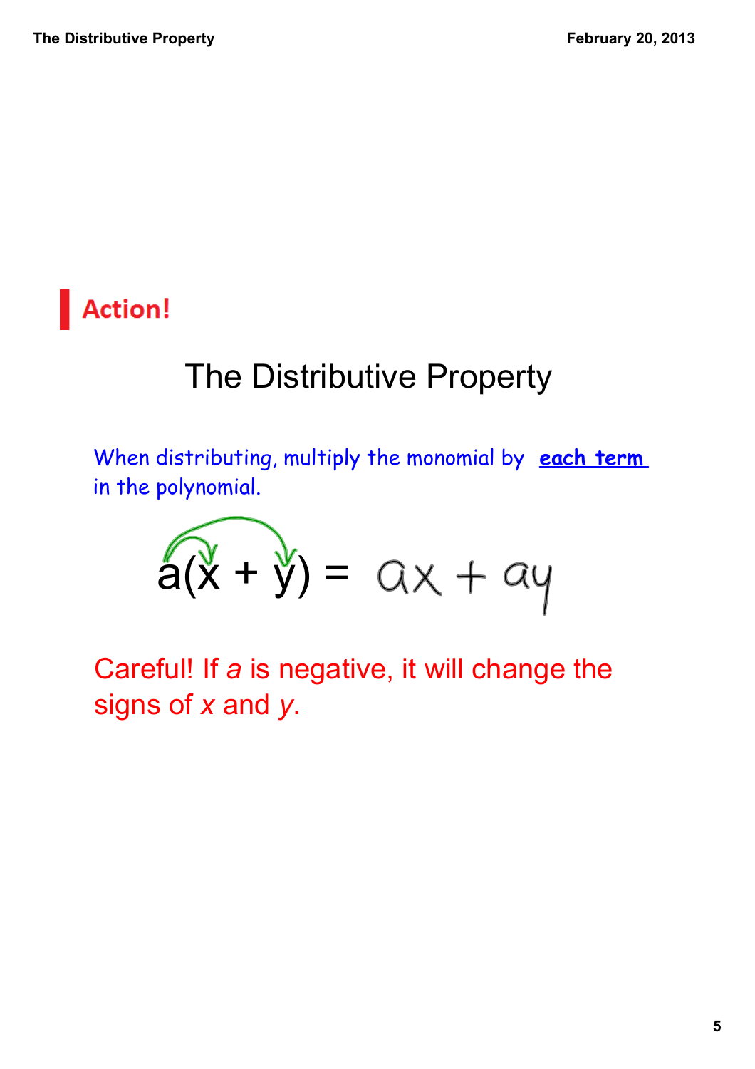**Action!**

## The Distributive Property

When distributing, multiply the monomial by **each term** in the polynomial.

$$a(x + y) = ax + ay$$

Careful! If *a* is negative, it will change the signs of *x* and *y*.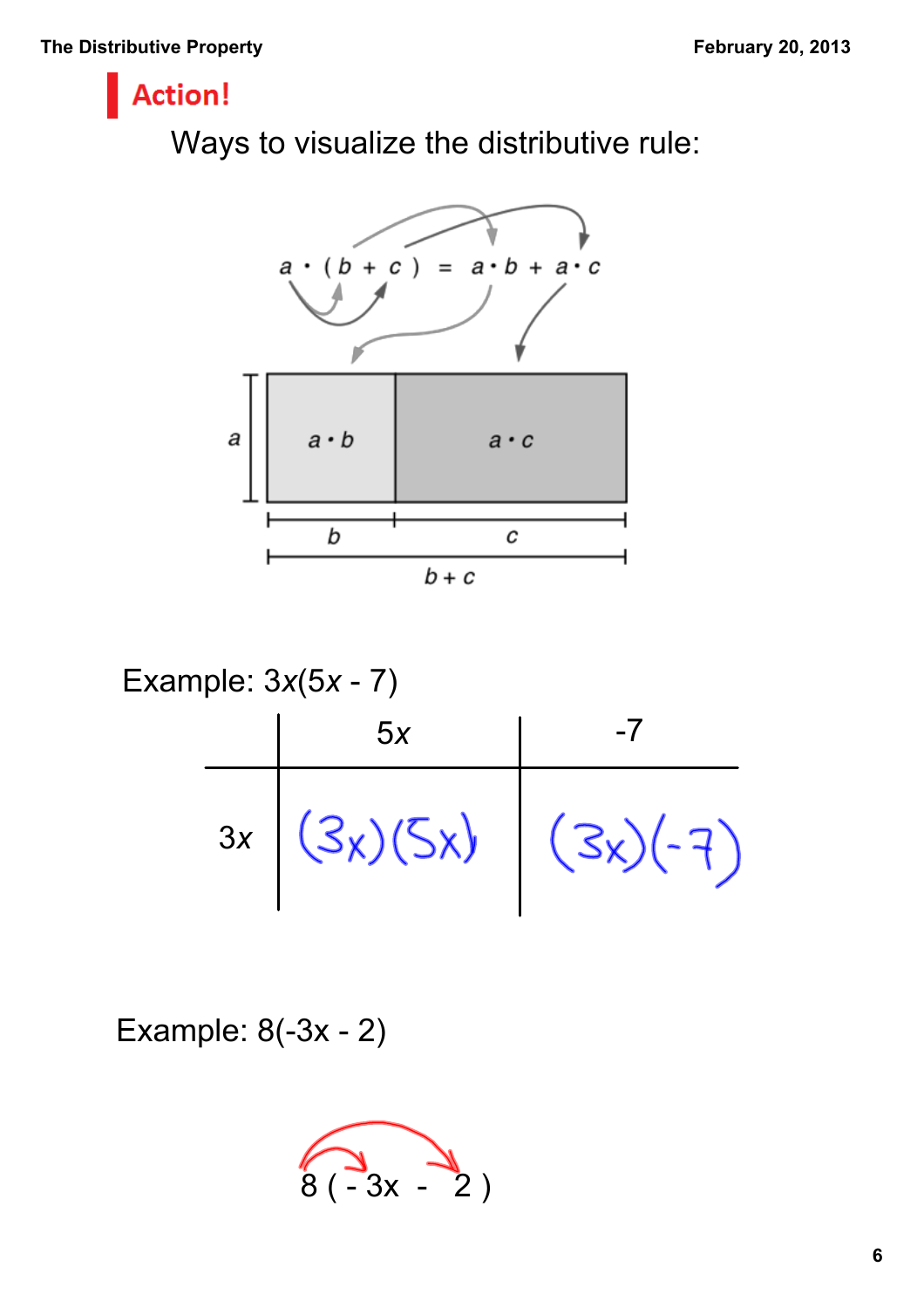## Action!

Ways to visualize the distributive rule:

$$a \cdot (b + c) = a \cdot b + a \cdot c$$

| a | $a \cdot b$ | $a \cdot c$ |
|---|---|---|
| | b | c |
| | $b + c$ | |

Example: $3x(5x - 7)$

| | $5x$ | $-7$ |
|---|---|---|
| $3x$ | $(3x)(5x)$ | $(3x)(-7)$ |

Example: $8(-3x - 2)$

$$8(-3x - 2)$$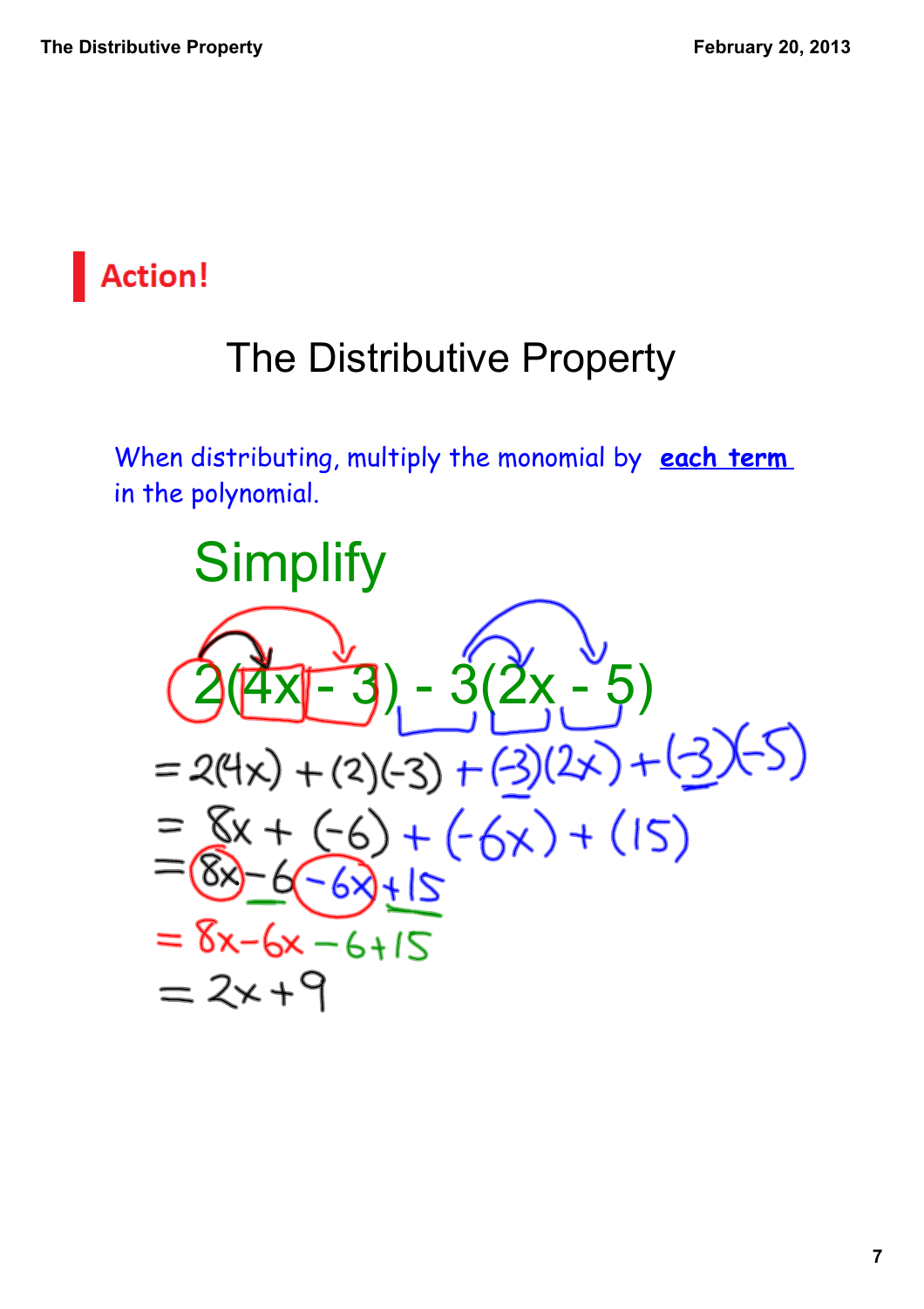## Action!

# The Distributive Property

When distributing, multiply the monomial by **each term** in the polynomial.

## Simplify

$$2(4x - 3) - 3(2x - 5)$$

$$= 2(4x) + (2)(-3) + (-3)(2x) + (-3)(-5)$$

$$= 8x + (-6) + (-6x) + (15)$$

$$= 8x - 6 - 6x + 15$$

$$= 8x - 6x - 6 + 15$$

$$= 2x + 9$$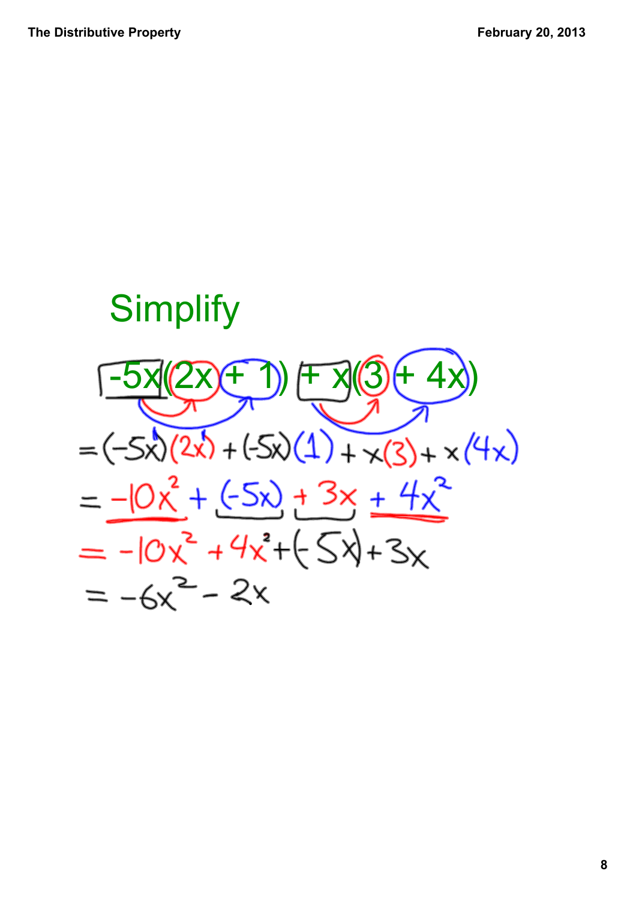# Simplify

$$-5x(2x + 1) + x(3 + 4x)$$

$$= (-5x)(2x) + (-5x)(1) + x(3) + x(4x)$$

$$= -10x^2 + (-5x) + 3x + 4x^2$$

$$= -10x^2 + 4x^2 + (-5x) + 3x$$

$$= -6x^2 - 2x$$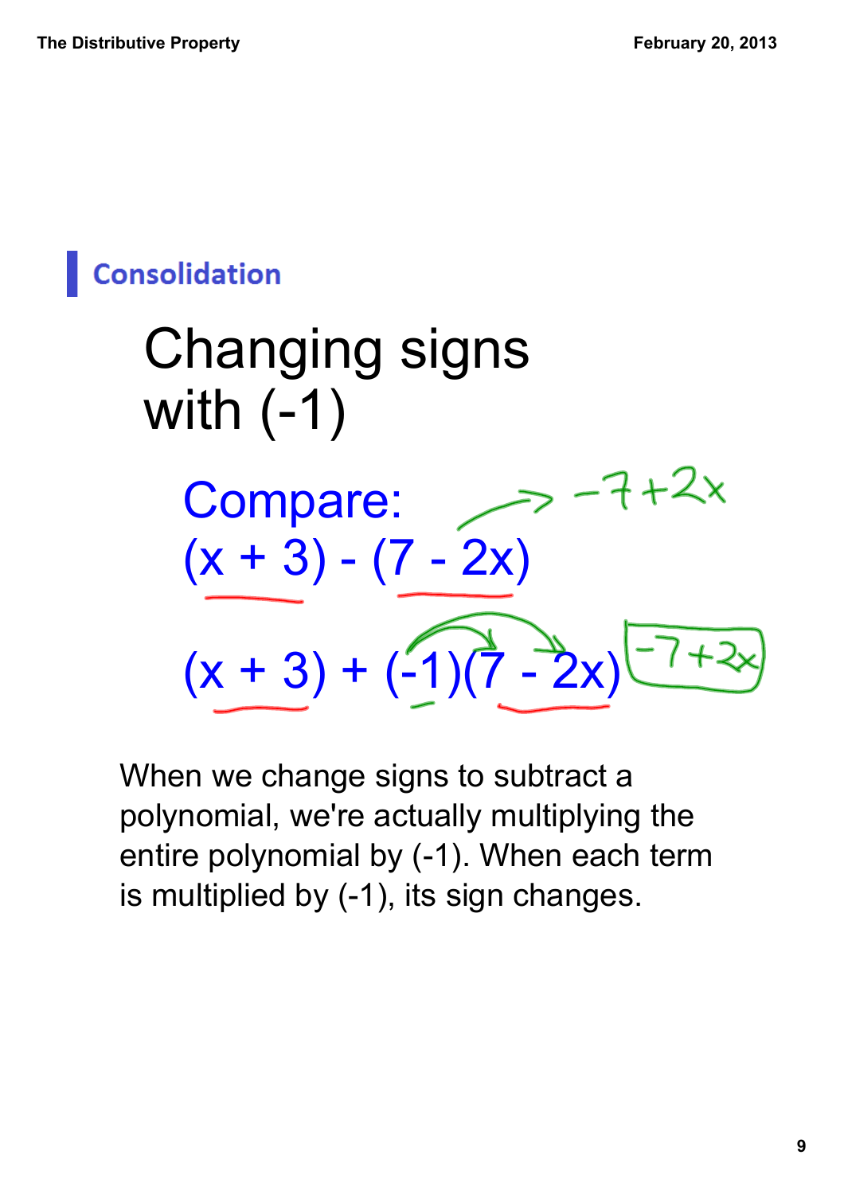## Consolidation

# Changing signs with (-1)

Compare:

$(x + 3) - (7 - 2x)$ → $-7 + 2x$

$(x + 3) + (-1)(7 - 2x)$ → $-7 + 2x$

When we change signs to subtract a polynomial, we're actually multiplying the entire polynomial by (-1). When each term is multiplied by (-1), its sign changes.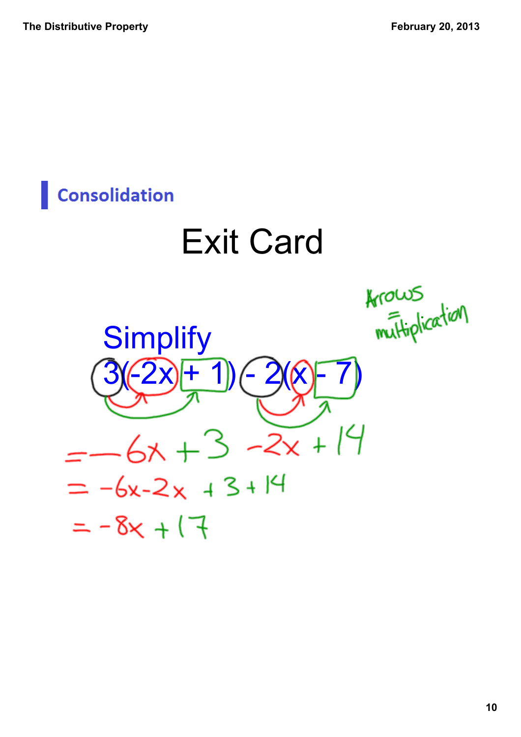## Consolidation

# Exit Card

Arrows = multiplication

Simplify

$$3(-2x + 1) - 2(x - 7)$$

$$= -6x + 3 - 2x + 14$$

$$= -6x - 2x + 3 + 14$$

$$= -8x + 17$$